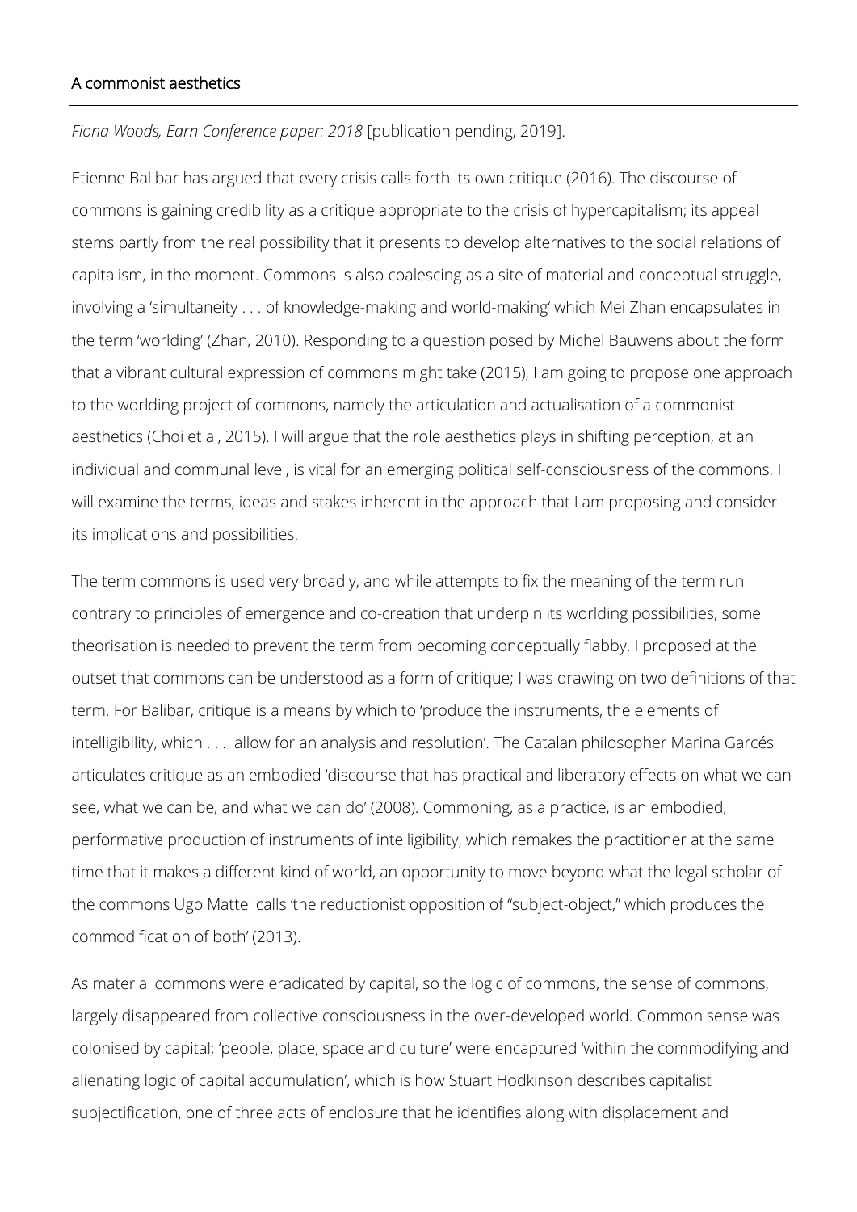# A commonist aesthetics

*Fiona Woods, Earn Conference paper: 2018* [publication pending, 2019].

Etienne Balibar has argued that every crisis calls forth its own critique (2016). The discourse of commons is gaining credibility as a critique appropriate to the crisis of hypercapitalism; its appeal stems partly from the real possibility that it presents to develop alternatives to the social relations of capitalism, in the moment. Commons is also coalescing as a site of material and conceptual struggle, involving a 'simultaneity . . . of knowledge-making and world-making' which Mei Zhan encapsulates in the term 'worlding' (Zhan, 2010). Responding to a question posed by Michel Bauwens about the form that a vibrant cultural expression of commons might take (2015), I am going to propose one approach to the worlding project of commons, namely the articulation and actualisation of a commonist aesthetics (Choi et al, 2015). I will argue that the role aesthetics plays in shifting perception, at an individual and communal level, is vital for an emerging political self-consciousness of the commons. I will examine the terms, ideas and stakes inherent in the approach that I am proposing and consider its implications and possibilities.

The term commons is used very broadly, and while attempts to fix the meaning of the term run contrary to principles of emergence and co-creation that underpin its worlding possibilities, some theorisation is needed to prevent the term from becoming conceptually flabby. I proposed at the outset that commons can be understood as a form of critique; I was drawing on two definitions of that term. For Balibar, critique is a means by which to 'produce the instruments, the elements of intelligibility, which . . . allow for an analysis and resolution'. The Catalan philosopher Marina Garcés articulates critique as an embodied 'discourse that has practical and liberatory effects on what we can see, what we can be, and what we can do' (2008). Commoning, as a practice, is an embodied, performative production of instruments of intelligibility, which remakes the practitioner at the same time that it makes a different kind of world, an opportunity to move beyond what the legal scholar of the commons Ugo Mattei calls 'the reductionist opposition of "subject-object," which produces the commodification of both' (2013).

As material commons were eradicated by capital, so the logic of commons, the sense of commons, largely disappeared from collective consciousness in the over-developed world. Common sense was colonised by capital; 'people, place, space and culture' were encaptured 'within the commodifying and alienating logic of capital accumulation', which is how Stuart Hodkinson describes capitalist subjectification, one of three acts of enclosure that he identifies along with displacement and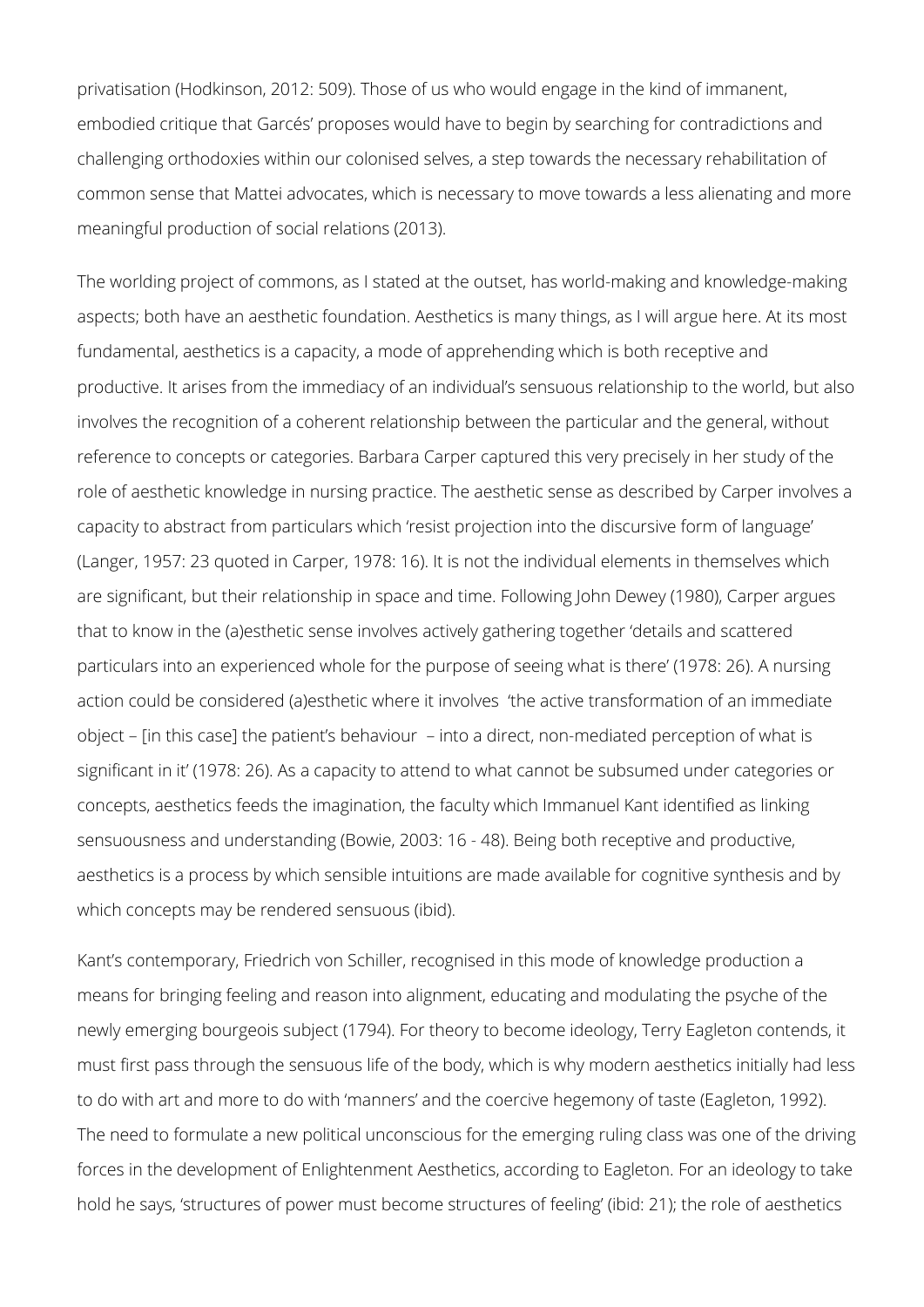privatisation (Hodkinson, 2012: 509). Those of us who would engage in the kind of immanent, embodied critique that Garcés' proposes would have to begin by searching for contradictions and challenging orthodoxies within our colonised selves, a step towards the necessary rehabilitation of common sense that Mattei advocates, which is necessary to move towards a less alienating and more meaningful production of social relations (2013).

The worlding project of commons, as I stated at the outset, has world-making and knowledge-making aspects; both have an aesthetic foundation. Aesthetics is many things, as I will argue here. At its most fundamental, aesthetics is a capacity, a mode of apprehending which is both receptive and productive. It arises from the immediacy of an individual's sensuous relationship to the world, but also involves the recognition of a coherent relationship between the particular and the general, without reference to concepts or categories. Barbara Carper captured this very precisely in her study of the role of aesthetic knowledge in nursing practice. The aesthetic sense as described by Carper involves a capacity to abstract from particulars which 'resist projection into the discursive form of language' (Langer, 1957: 23 quoted in Carper, 1978: 16). It is not the individual elements in themselves which are significant, but their relationship in space and time. Following John Dewey (1980), Carper argues that to know in the (a)esthetic sense involves actively gathering together 'details and scattered particulars into an experienced whole for the purpose of seeing what is there' (1978: 26). A nursing action could be considered (a)esthetic where it involves 'the active transformation of an immediate object – [in this case] the patient's behaviour – into a direct, non-mediated perception of what is significant in it' (1978: 26). As a capacity to attend to what cannot be subsumed under categories or concepts, aesthetics feeds the imagination, the faculty which Immanuel Kant identified as linking sensuousness and understanding (Bowie, 2003: 16 - 48). Being both receptive and productive, aesthetics is a process by which sensible intuitions are made available for cognitive synthesis and by which concepts may be rendered sensuous (ibid).

Kant's contemporary, Friedrich von Schiller, recognised in this mode of knowledge production a means for bringing feeling and reason into alignment, educating and modulating the psyche of the newly emerging bourgeois subject (1794). For theory to become ideology, Terry Eagleton contends, it must first pass through the sensuous life of the body, which is why modern aesthetics initially had less to do with art and more to do with 'manners' and the coercive hegemony of taste (Eagleton, 1992). The need to formulate a new political unconscious for the emerging ruling class was one of the driving forces in the development of Enlightenment Aesthetics, according to Eagleton. For an ideology to take hold he says, 'structures of power must become structures of feeling' (ibid: 21); the role of aesthetics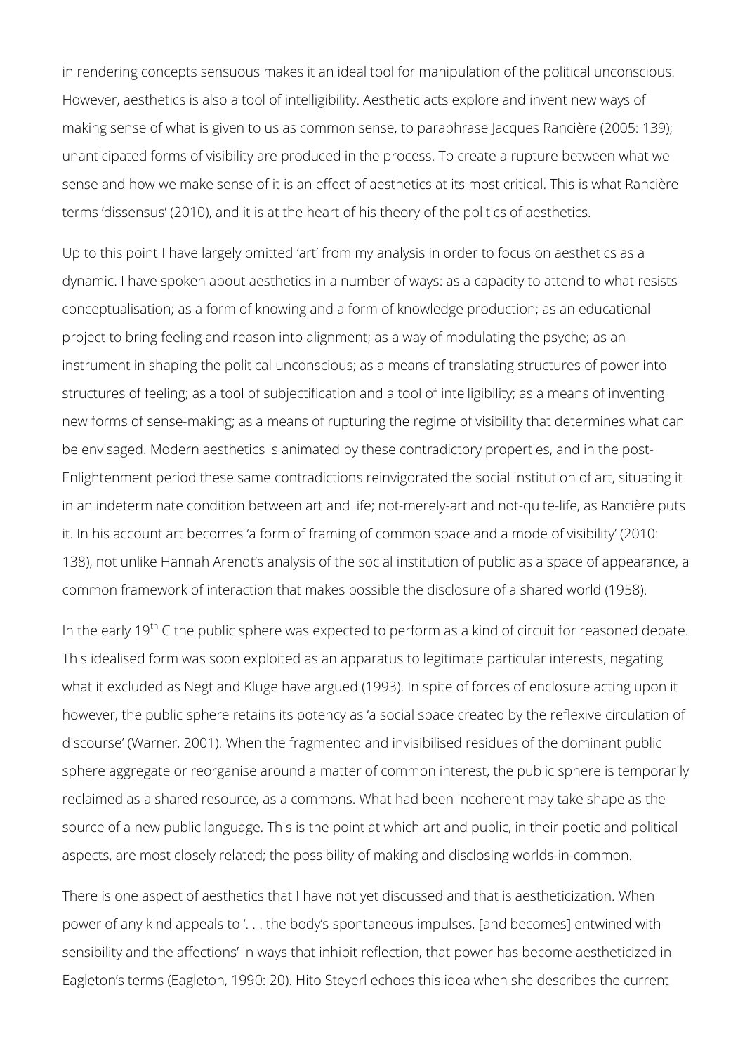in rendering concepts sensuous makes it an ideal tool for manipulation of the political unconscious. However, aesthetics is also a tool of intelligibility. Aesthetic acts explore and invent new ways of making sense of what is given to us as common sense, to paraphrase Jacques Rancière (2005: 139); unanticipated forms of visibility are produced in the process. To create a rupture between what we sense and how we make sense of it is an effect of aesthetics at its most critical. This is what Rancière terms 'dissensus' (2010), and it is at the heart of his theory of the politics of aesthetics.

Up to this point I have largely omitted 'art' from my analysis in order to focus on aesthetics as a dynamic. I have spoken about aesthetics in a number of ways: as a capacity to attend to what resists conceptualisation; as a form of knowing and a form of knowledge production; as an educational project to bring feeling and reason into alignment; as a way of modulating the psyche; as an instrument in shaping the political unconscious; as a means of translating structures of power into structures of feeling; as a tool of subjectification and a tool of intelligibility; as a means of inventing new forms of sense-making; as a means of rupturing the regime of visibility that determines what can be envisaged. Modern aesthetics is animated by these contradictory properties, and in the post-Enlightenment period these same contradictions reinvigorated the social institution of art, situating it in an indeterminate condition between art and life; not-merely-art and not-quite-life, as Rancière puts it. In his account art becomes 'a form of framing of common space and a mode of visibility' (2010: 138), not unlike Hannah Arendt's analysis of the social institution of public as a space of appearance, a common framework of interaction that makes possible the disclosure of a shared world (1958).

In the early 19th C the public sphere was expected to perform as a kind of circuit for reasoned debate. This idealised form was soon exploited as an apparatus to legitimate particular interests, negating what it excluded as Negt and Kluge have argued (1993). In spite of forces of enclosure acting upon it however, the public sphere retains its potency as 'a social space created by the reflexive circulation of discourse' (Warner, 2001). When the fragmented and invisibilised residues of the dominant public sphere aggregate or reorganise around a matter of common interest, the public sphere is temporarily reclaimed as a shared resource, as a commons. What had been incoherent may take shape as the source of a new public language. This is the point at which art and public, in their poetic and political aspects, are most closely related; the possibility of making and disclosing worlds-in-common.

There is one aspect of aesthetics that I have not yet discussed and that is aestheticization. When power of any kind appeals to '. . . the body's spontaneous impulses, [and becomes] entwined with sensibility and the affections' in ways that inhibit reflection, that power has become aestheticized in Eagleton's terms (Eagleton, 1990: 20). Hito Steyerl echoes this idea when she describes the current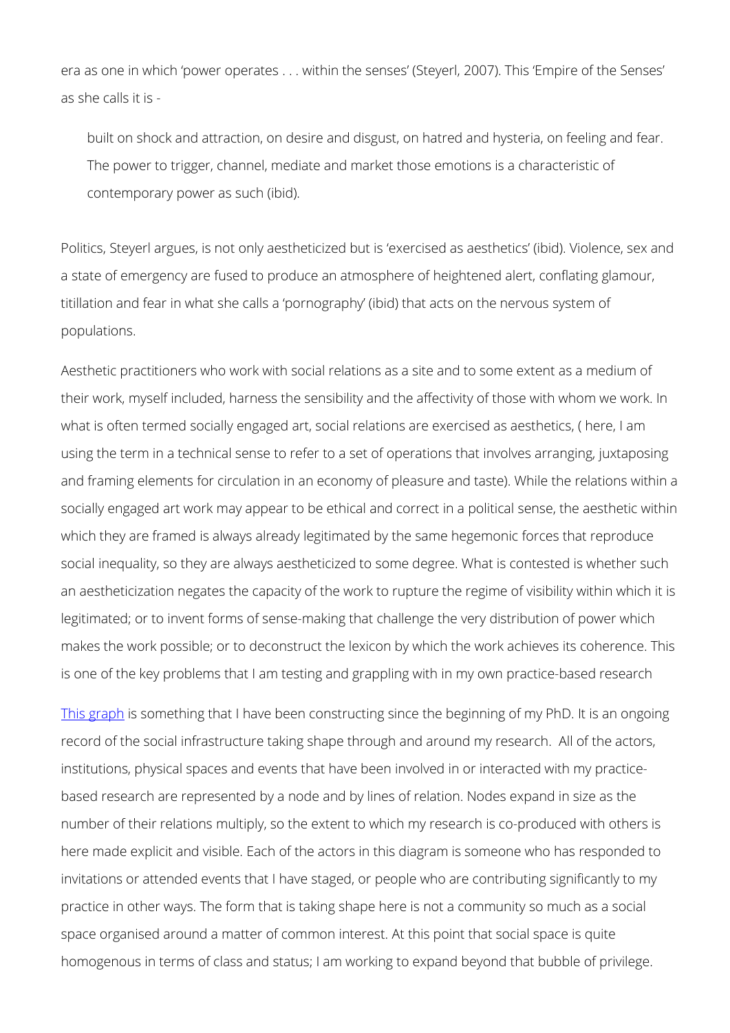era as one in which 'power operates . . . within the senses' (Steyerl, 2007). This 'Empire of the Senses' as she calls it is -

> built on shock and attraction, on desire and disgust, on hatred and hysteria, on feeling and fear. The power to trigger, channel, mediate and market those emotions is a characteristic of contemporary power as such (ibid).

Politics, Steyerl argues, is not only aestheticized but is 'exercised as aesthetics' (ibid). Violence, sex and a state of emergency are fused to produce an atmosphere of heightened alert, conflating glamour, titillation and fear in what she calls a 'pornography' (ibid) that acts on the nervous system of populations.

Aesthetic practitioners who work with social relations as a site and to some extent as a medium of their work, myself included, harness the sensibility and the affectivity of those with whom we work. In what is often termed socially engaged art, social relations are exercised as aesthetics, ( here, I am using the term in a technical sense to refer to a set of operations that involves arranging, juxtaposing and framing elements for circulation in an economy of pleasure and taste). While the relations within a socially engaged art work may appear to be ethical and correct in a political sense, the aesthetic within which they are framed is always already legitimated by the same hegemonic forces that reproduce social inequality, so they are always aestheticized to some degree. What is contested is whether such an aestheticization negates the capacity of the work to rupture the regime of visibility within which it is legitimated; or to invent forms of sense-making that challenge the very distribution of power which makes the work possible; or to deconstruct the lexicon by which the work achieves its coherence. This is one of the key problems that I am testing and grappling with in my own practice-based research

This graph is something that I have been constructing since the beginning of my PhD. It is an ongoing record of the social infrastructure taking shape through and around my research. All of the actors, institutions, physical spaces and events that have been involved in or interacted with my practice-based research are represented by a node and by lines of relation. Nodes expand in size as the number of their relations multiply, so the extent to which my research is co-produced with others is here made explicit and visible. Each of the actors in this diagram is someone who has responded to invitations or attended events that I have staged, or people who are contributing significantly to my practice in other ways. The form that is taking shape here is not a community so much as a social space organised around a matter of common interest. At this point that social space is quite homogenous in terms of class and status; I am working to expand beyond that bubble of privilege.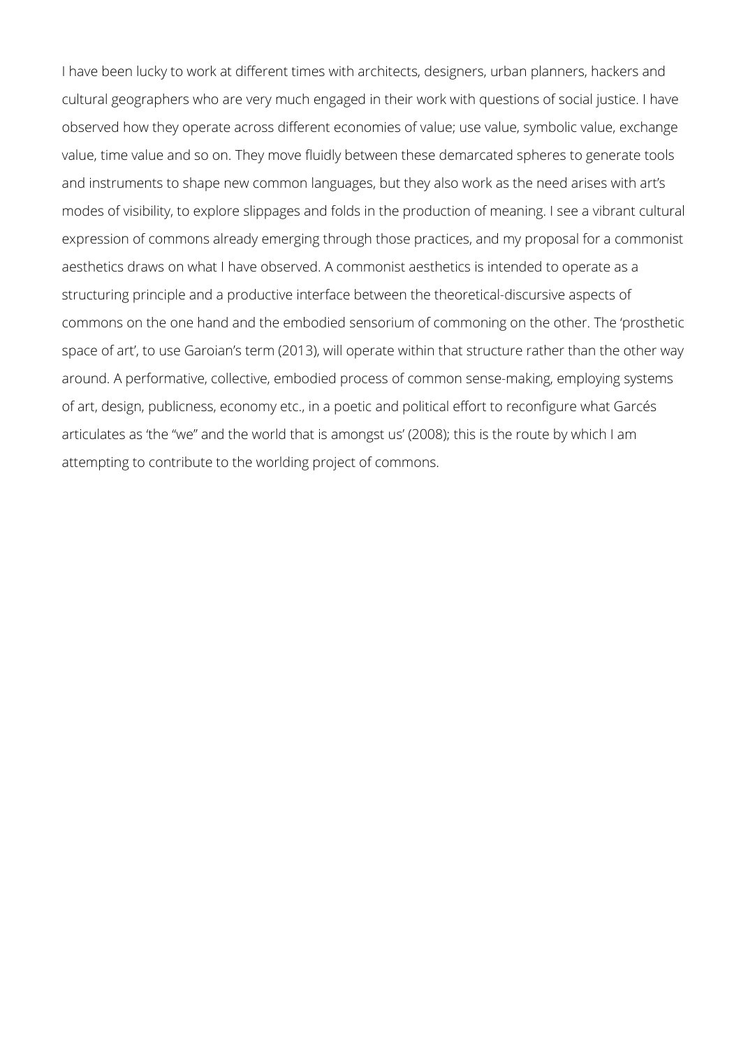I have been lucky to work at different times with architects, designers, urban planners, hackers and cultural geographers who are very much engaged in their work with questions of social justice. I have observed how they operate across different economies of value; use value, symbolic value, exchange value, time value and so on. They move fluidly between these demarcated spheres to generate tools and instruments to shape new common languages, but they also work as the need arises with art's modes of visibility, to explore slippages and folds in the production of meaning. I see a vibrant cultural expression of commons already emerging through those practices, and my proposal for a commonist aesthetics draws on what I have observed. A commonist aesthetics is intended to operate as a structuring principle and a productive interface between the theoretical-discursive aspects of commons on the one hand and the embodied sensorium of commoning on the other. The 'prosthetic space of art', to use Garoian's term (2013), will operate within that structure rather than the other way around. A performative, collective, embodied process of common sense-making, employing systems of art, design, publicness, economy etc., in a poetic and political effort to reconfigure what Garcés articulates as 'the "we" and the world that is amongst us' (2008); this is the route by which I am attempting to contribute to the worlding project of commons.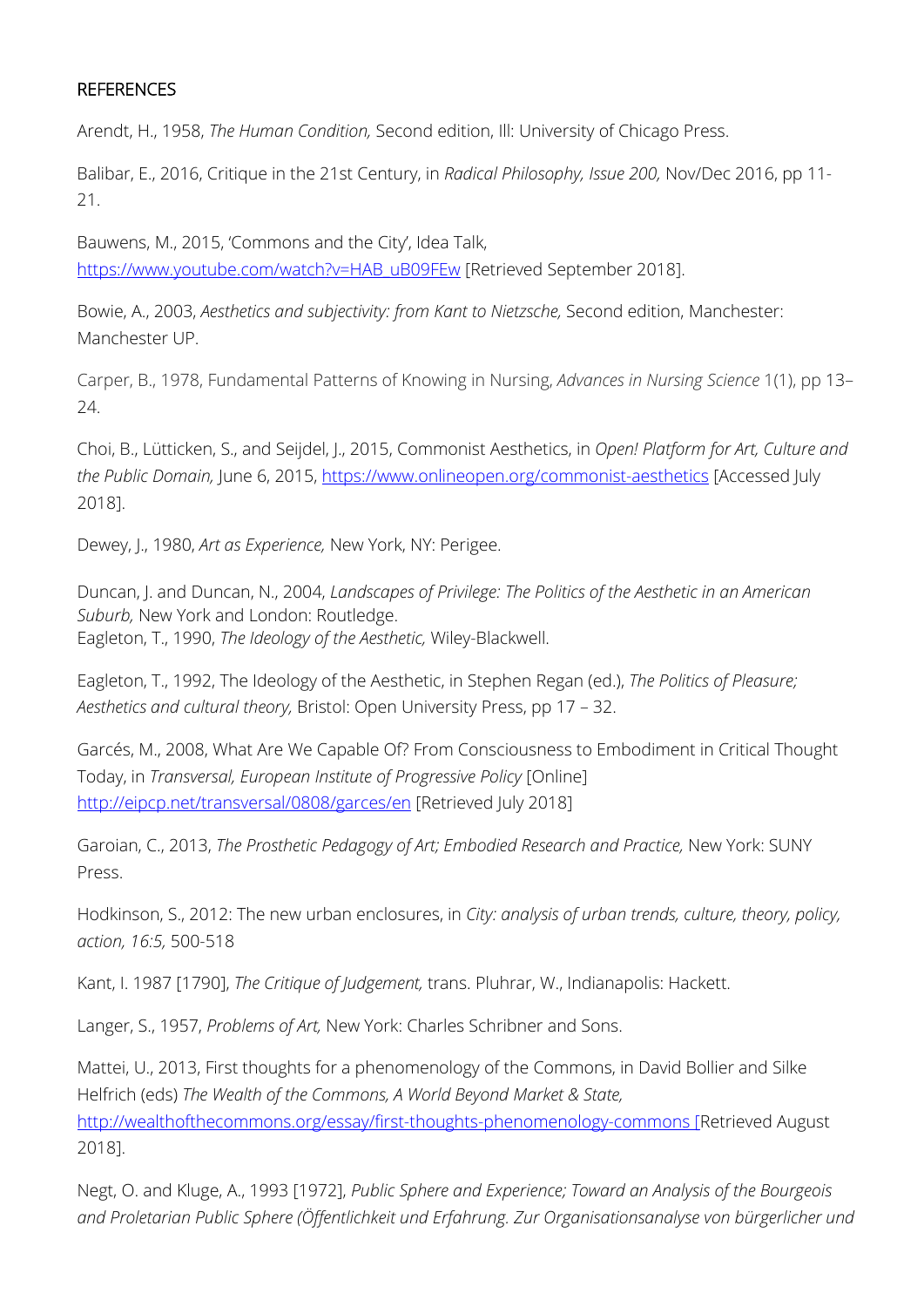## REFERENCES

Arendt, H., 1958, *The Human Condition,* Second edition, Ill: University of Chicago Press.

Balibar, E., 2016, Critique in the 21st Century, in *Radical Philosophy, Issue 200,* Nov/Dec 2016, pp 11-21.

Bauwens, M., 2015, 'Commons and the City', Idea Talk, https://www.youtube.com/watch?v=HAB_uB09FEw [Retrieved September 2018].

Bowie, A., 2003, *Aesthetics and subjectivity: from Kant to Nietzsche,* Second edition, Manchester: Manchester UP.

Carper, B., 1978, Fundamental Patterns of Knowing in Nursing, *Advances in Nursing Science* 1(1), pp 13–24.

Choi, B., Lütticken, S., and Seijdel, J., 2015, Commonist Aesthetics, in *Open! Platform for Art, Culture and the Public Domain,* June 6, 2015, https://www.onlineopen.org/commonist-aesthetics [Accessed July 2018].

Dewey, J., 1980, *Art as Experience,* New York, NY: Perigee.

Duncan, J. and Duncan, N., 2004, *Landscapes of Privilege: The Politics of the Aesthetic in an American Suburb,* New York and London: Routledge.
Eagleton, T., 1990, *The Ideology of the Aesthetic,* Wiley-Blackwell.

Eagleton, T., 1992, The Ideology of the Aesthetic, in Stephen Regan (ed.), *The Politics of Pleasure; Aesthetics and cultural theory,* Bristol: Open University Press, pp 17 – 32.

Garcés, M., 2008, What Are We Capable Of? From Consciousness to Embodiment in Critical Thought Today, in *Transversal, European Institute of Progressive Policy* [Online] http://eipcp.net/transversal/0808/garces/en [Retrieved July 2018]

Garoian, C., 2013, *The Prosthetic Pedagogy of Art; Embodied Research and Practice,* New York: SUNY Press.

Hodkinson, S., 2012: The new urban enclosures, in *City: analysis of urban trends, culture, theory, policy, action, 16:5,* 500-518

Kant, I. 1987 [1790], *The Critique of Judgement,* trans. Pluhrar, W., Indianapolis: Hackett.

Langer, S., 1957, *Problems of Art,* New York: Charles Schribner and Sons.

Mattei, U., 2013, First thoughts for a phenomenology of the Commons, in David Bollier and Silke Helfrich (eds) *The Wealth of the Commons, A World Beyond Market & State,* http://wealthofthecommons.org/essay/first-thoughts-phenomenology-commons [Retrieved August 2018].

Negt, O. and Kluge, A., 1993 [1972], *Public Sphere and Experience; Toward an Analysis of the Bourgeois and Proletarian Public Sphere (Öffentlichkeit und Erfahrung. Zur Organisationsanalyse von bürgerlicher und*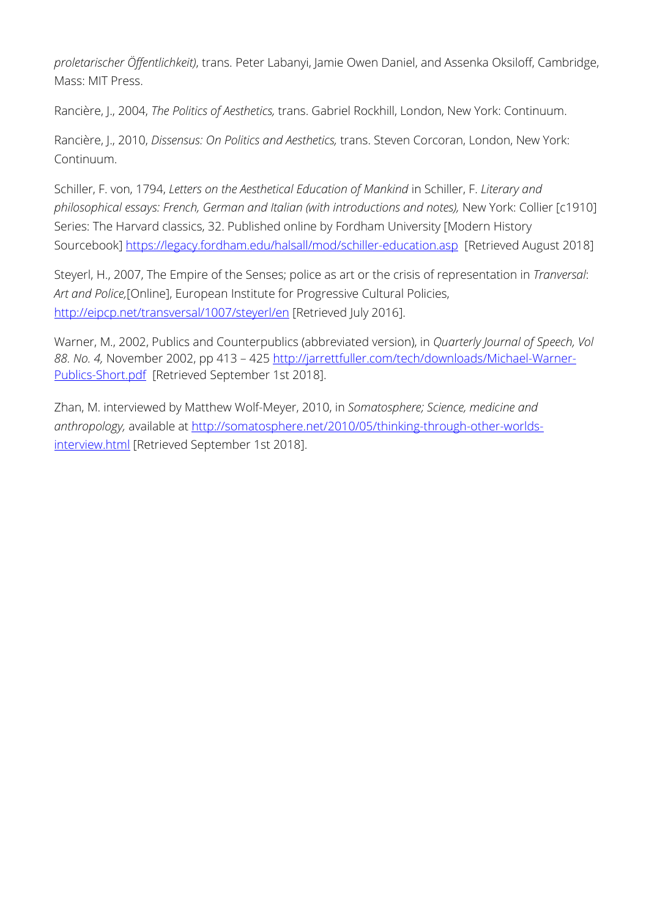*proletarischer Öffentlichkeit)*, trans. Peter Labanyi, Jamie Owen Daniel, and Assenka Oksiloff, Cambridge, Mass: MIT Press.

Rancière, J., 2004, *The Politics of Aesthetics,* trans. Gabriel Rockhill, London, New York: Continuum.

Rancière, J., 2010, *Dissensus: On Politics and Aesthetics,* trans. Steven Corcoran, London, New York: Continuum.

Schiller, F. von, 1794, *Letters on the Aesthetical Education of Mankind* in Schiller, F. *Literary and philosophical essays: French, German and Italian (with introductions and notes),* New York: Collier [c1910] Series: The Harvard classics, 32. Published online by Fordham University [Modern History Sourcebook] https://legacy.fordham.edu/halsall/mod/schiller-education.asp [Retrieved August 2018]

Steyerl, H., 2007, The Empire of the Senses; police as art or the crisis of representation in *Tranversal*: *Art and Police,*[Online], European Institute for Progressive Cultural Policies, http://eipcp.net/transversal/1007/steyerl/en [Retrieved July 2016].

Warner, M., 2002, Publics and Counterpublics (abbreviated version), in *Quarterly Journal of Speech, Vol 88. No. 4,* November 2002, pp 413 – 425 http://jarrettfuller.com/tech/downloads/Michael-Warner-Publics-Short.pdf [Retrieved September 1st 2018].

Zhan, M. interviewed by Matthew Wolf-Meyer, 2010, in *Somatosphere; Science, medicine and anthropology,* available at http://somatosphere.net/2010/05/thinking-through-other-worlds-interview.html [Retrieved September 1st 2018].